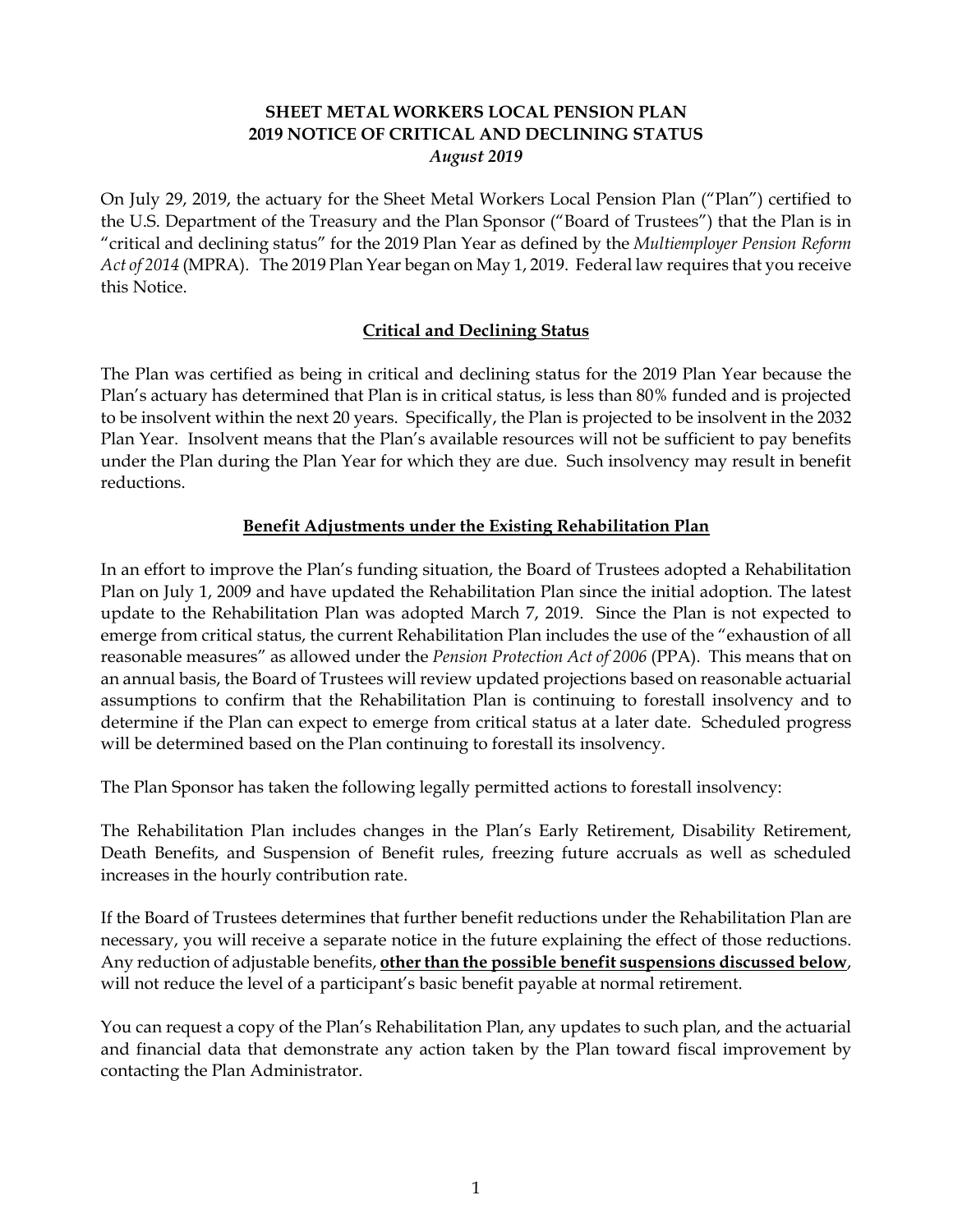**SHEET METAL WORKERS LOCAL PENSION PLAN**
**2019 NOTICE OF CRITICAL AND DECLINING STATUS**
*August 2019*

On July 29, 2019, the actuary for the Sheet Metal Workers Local Pension Plan ("Plan") certified to the U.S. Department of the Treasury and the Plan Sponsor ("Board of Trustees") that the Plan is in "critical and declining status" for the 2019 Plan Year as defined by the *Multiemployer Pension Reform Act of 2014* (MPRA). The 2019 Plan Year began on May 1, 2019. Federal law requires that you receive this Notice.

## Critical and Declining Status

The Plan was certified as being in critical and declining status for the 2019 Plan Year because the Plan's actuary has determined that Plan is in critical status, is less than 80% funded and is projected to be insolvent within the next 20 years. Specifically, the Plan is projected to be insolvent in the 2032 Plan Year. Insolvent means that the Plan's available resources will not be sufficient to pay benefits under the Plan during the Plan Year for which they are due. Such insolvency may result in benefit reductions.

## Benefit Adjustments under the Existing Rehabilitation Plan

In an effort to improve the Plan's funding situation, the Board of Trustees adopted a Rehabilitation Plan on July 1, 2009 and have updated the Rehabilitation Plan since the initial adoption. The latest update to the Rehabilitation Plan was adopted March 7, 2019. Since the Plan is not expected to emerge from critical status, the current Rehabilitation Plan includes the use of the "exhaustion of all reasonable measures" as allowed under the *Pension Protection Act of 2006* (PPA). This means that on an annual basis, the Board of Trustees will review updated projections based on reasonable actuarial assumptions to confirm that the Rehabilitation Plan is continuing to forestall insolvency and to determine if the Plan can expect to emerge from critical status at a later date. Scheduled progress will be determined based on the Plan continuing to forestall its insolvency.

The Plan Sponsor has taken the following legally permitted actions to forestall insolvency:

The Rehabilitation Plan includes changes in the Plan's Early Retirement, Disability Retirement, Death Benefits, and Suspension of Benefit rules, freezing future accruals as well as scheduled increases in the hourly contribution rate.

If the Board of Trustees determines that further benefit reductions under the Rehabilitation Plan are necessary, you will receive a separate notice in the future explaining the effect of those reductions. Any reduction of adjustable benefits, **other than the possible benefit suspensions discussed below**, will not reduce the level of a participant's basic benefit payable at normal retirement.

You can request a copy of the Plan's Rehabilitation Plan, any updates to such plan, and the actuarial and financial data that demonstrate any action taken by the Plan toward fiscal improvement by contacting the Plan Administrator.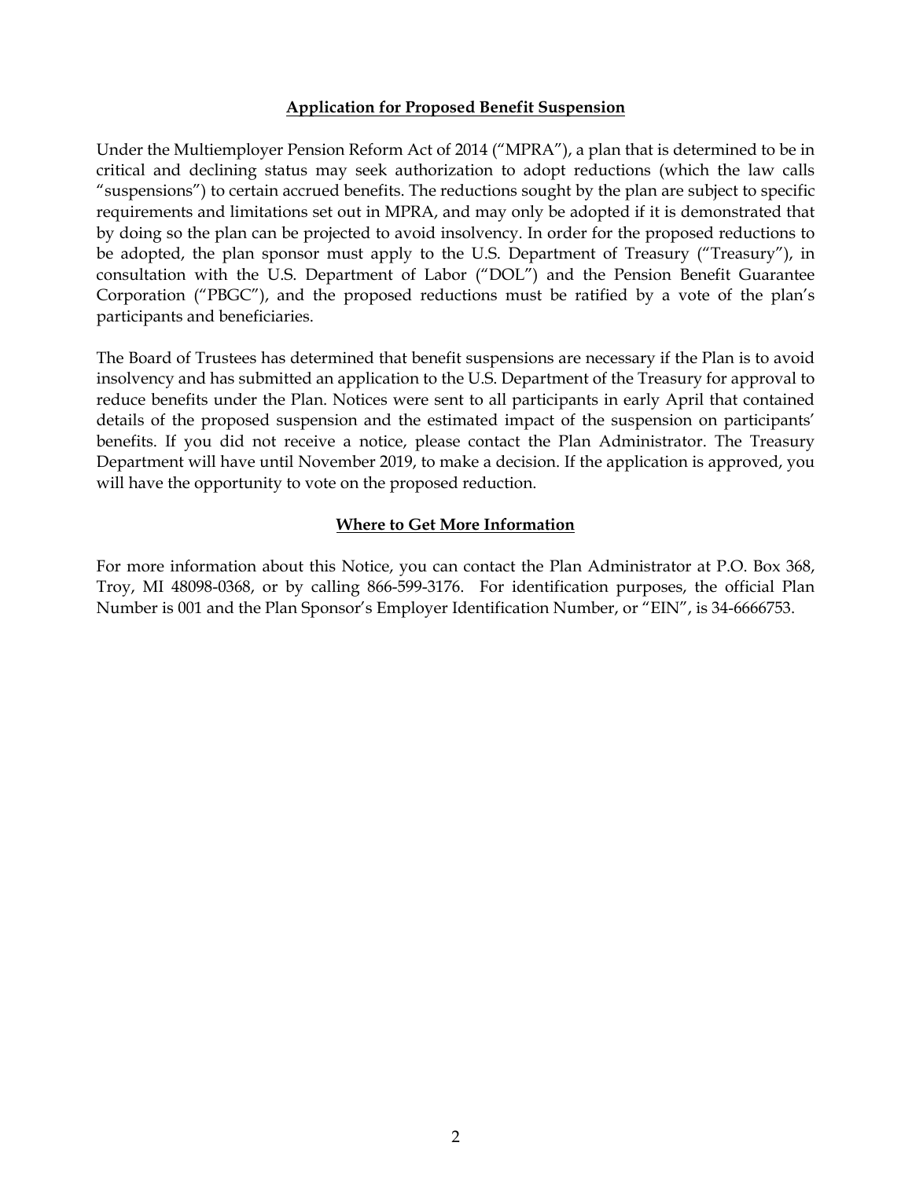## Application for Proposed Benefit Suspension

Under the Multiemployer Pension Reform Act of 2014 ("MPRA"), a plan that is determined to be in critical and declining status may seek authorization to adopt reductions (which the law calls "suspensions") to certain accrued benefits. The reductions sought by the plan are subject to specific requirements and limitations set out in MPRA, and may only be adopted if it is demonstrated that by doing so the plan can be projected to avoid insolvency. In order for the proposed reductions to be adopted, the plan sponsor must apply to the U.S. Department of Treasury ("Treasury"), in consultation with the U.S. Department of Labor ("DOL") and the Pension Benefit Guarantee Corporation ("PBGC"), and the proposed reductions must be ratified by a vote of the plan's participants and beneficiaries.

The Board of Trustees has determined that benefit suspensions are necessary if the Plan is to avoid insolvency and has submitted an application to the U.S. Department of the Treasury for approval to reduce benefits under the Plan. Notices were sent to all participants in early April that contained details of the proposed suspension and the estimated impact of the suspension on participants' benefits. If you did not receive a notice, please contact the Plan Administrator. The Treasury Department will have until November 2019, to make a decision. If the application is approved, you will have the opportunity to vote on the proposed reduction.

## Where to Get More Information

For more information about this Notice, you can contact the Plan Administrator at P.O. Box 368, Troy, MI 48098-0368, or by calling 866-599-3176. For identification purposes, the official Plan Number is 001 and the Plan Sponsor's Employer Identification Number, or "EIN", is 34-6666753.